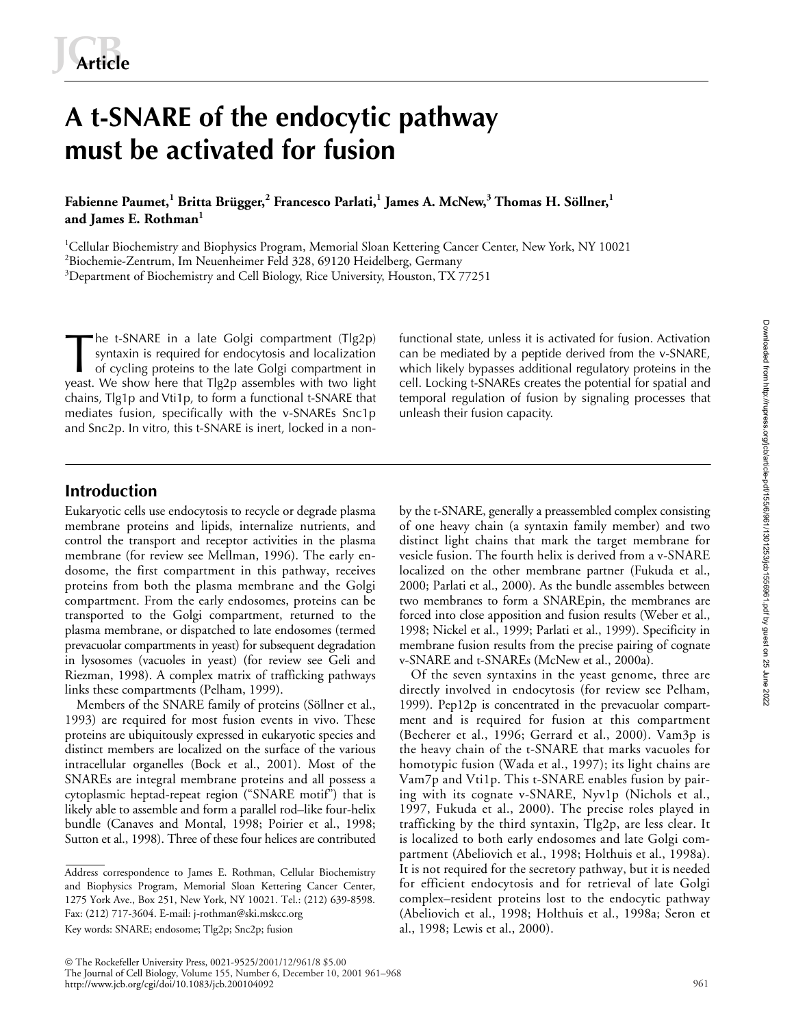Article

# A t-SNARE of the endocytic pathway must be activated for fusion

**Fabienne Paumet,[1] Britta Brügger,[2] Francesco Parlati,[1] James A. McNew,[3] Thomas H. Söllner,[1] and James E. Rothman[1]**

[1]Cellular Biochemistry and Biophysics Program, Memorial Sloan Kettering Cancer Center, New York, NY 10021
[2]Biochemie-Zentrum, Im Neuenheimer Feld 328, 69120 Heidelberg, Germany
[3]Department of Biochemistry and Cell Biology, Rice University, Houston, TX 77251

The t-SNARE in a late Golgi compartment (Tlg2p) syntaxin is required for endocytosis and localization of cycling proteins to the late Golgi compartment in yeast. We show here that Tlg2p assembles with two light chains, Tlg1p and Vti1p, to form a functional t-SNARE that mediates fusion, specifically with the v-SNAREs Snc1p and Snc2p. In vitro, this t-SNARE is inert, locked in a nonfunctional state, unless it is activated for fusion. Activation can be mediated by a peptide derived from the v-SNARE, which likely bypasses additional regulatory proteins in the cell. Locking t-SNAREs creates the potential for spatial and temporal regulation of fusion by signaling processes that unleash their fusion capacity.

## Introduction

Eukaryotic cells use endocytosis to recycle or degrade plasma membrane proteins and lipids, internalize nutrients, and control the transport and receptor activities in the plasma membrane (for review see Mellman, 1996). The early endosome, the first compartment in this pathway, receives proteins from both the plasma membrane and the Golgi compartment. From the early endosomes, proteins can be transported to the Golgi compartment, returned to the plasma membrane, or dispatched to late endosomes (termed prevacuolar compartments in yeast) for subsequent degradation in lysosomes (vacuoles in yeast) (for review see Geli and Riezman, 1998). A complex matrix of trafficking pathways links these compartments (Pelham, 1999).

Members of the SNARE family of proteins (Söllner et al., 1993) are required for most fusion events in vivo. These proteins are ubiquitously expressed in eukaryotic species and distinct members are localized on the surface of the various intracellular organelles (Bock et al., 2001). Most of the SNAREs are integral membrane proteins and all possess a cytoplasmic heptad-repeat region ("SNARE motif") that is likely able to assemble and form a parallel rod–like four-helix bundle (Canaves and Montal, 1998; Poirier et al., 1998; Sutton et al., 1998). Three of these four helices are contributed by the t-SNARE, generally a preassembled complex consisting of one heavy chain (a syntaxin family member) and two distinct light chains that mark the target membrane for vesicle fusion. The fourth helix is derived from a v-SNARE localized on the other membrane partner (Fukuda et al., 2000; Parlati et al., 2000). As the bundle assembles between two membranes to form a SNAREpin, the membranes are forced into close apposition and fusion results (Weber et al., 1998; Nickel et al., 1999; Parlati et al., 1999). Specificity in membrane fusion results from the precise pairing of cognate v-SNARE and t-SNAREs (McNew et al., 2000a).

Of the seven syntaxins in the yeast genome, three are directly involved in endocytosis (for review see Pelham, 1999). Pep12p is concentrated in the prevacuolar compartment and is required for fusion at this compartment (Becherer et al., 1996; Gerrard et al., 2000). Vam3p is the heavy chain of the t-SNARE that marks vacuoles for homotypic fusion (Wada et al., 1997); its light chains are Vam7p and Vti1p. This t-SNARE enables fusion by pairing with its cognate v-SNARE, Nyv1p (Nichols et al., 1997, Fukuda et al., 2000). The precise roles played in trafficking by the third syntaxin, Tlg2p, are less clear. It is localized to both early endosomes and late Golgi compartment (Abeliovich et al., 1998; Holthuis et al., 1998a). It is not required for the secretory pathway, but it is needed for efficient endocytosis and for retrieval of late Golgi complex–resident proteins lost to the endocytic pathway (Abeliovich et al., 1998; Holthuis et al., 1998a; Seron et al., 1998; Lewis et al., 2000).

---

Address correspondence to James E. Rothman, Cellular Biochemistry and Biophysics Program, Memorial Sloan Kettering Cancer Center, 1275 York Ave., Box 251, New York, NY 10021. Tel.: (212) 639-8598. Fax: (212) 717-3604. E-mail: j-rothman@ski.mskcc.org

Key words: SNARE; endosome; Tlg2p; Snc2p; fusion

© The Rockefeller University Press, 0021-9525/2001/12/961/8 $5.00
The Journal of Cell Biology, Volume 155, Number 6, December 10, 2001 961–968
http://www.jcb.org/cgi/doi/10.1083/jcb.200104092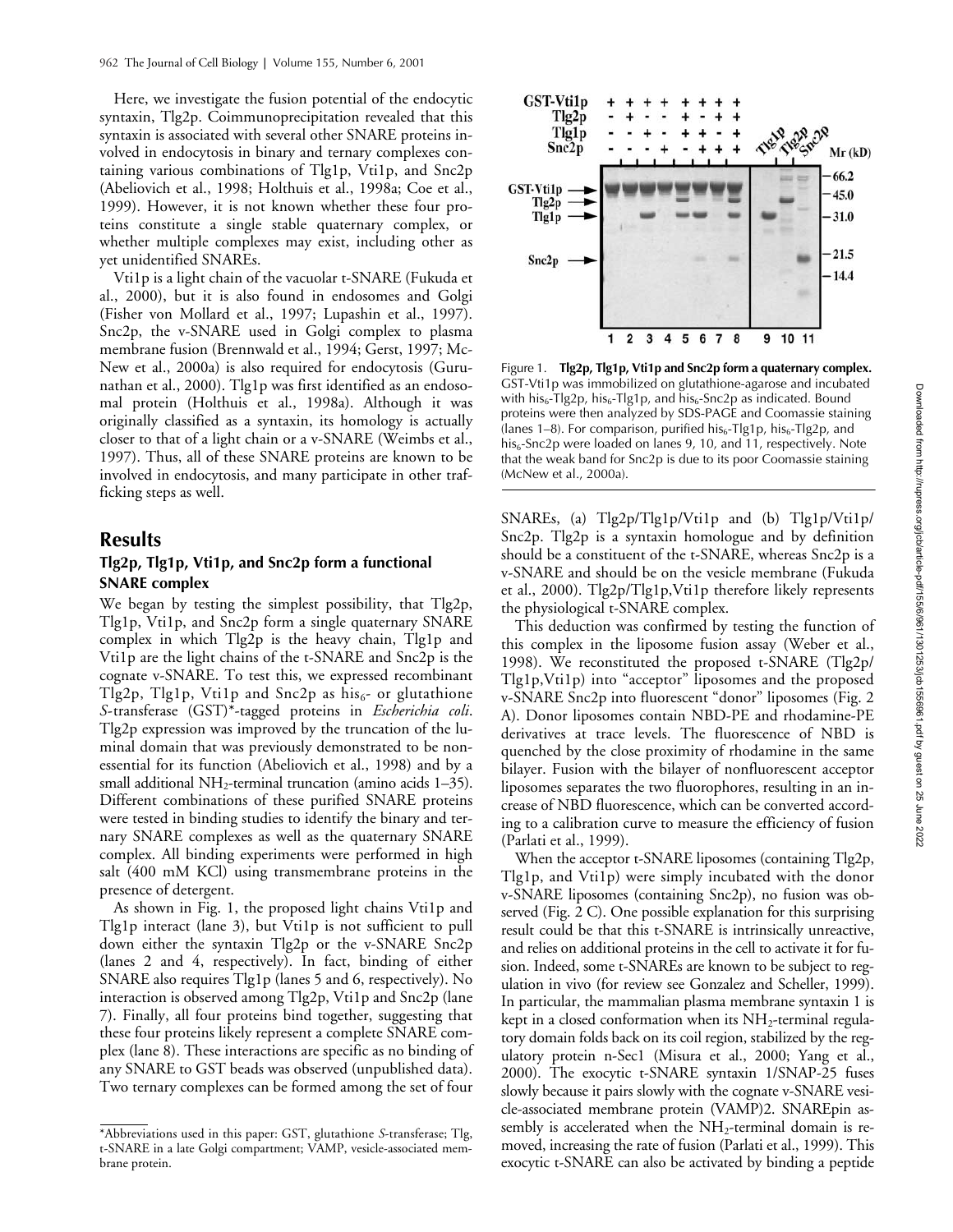Here, we investigate the fusion potential of the endocytic syntaxin, Tlg2p. Coimmunoprecipitation revealed that this syntaxin is associated with several other SNARE proteins involved in endocytosis in binary and ternary complexes containing various combinations of Tlg1p, Vti1p, and Snc2p (Abeliovich et al., 1998; Holthuis et al., 1998a; Coe et al., 1999). However, it is not known whether these four proteins constitute a single stable quaternary complex, or whether multiple complexes may exist, including other as yet unidentified SNAREs.

Vti1p is a light chain of the vacuolar t-SNARE (Fukuda et al., 2000), but it is also found in endosomes and Golgi (Fisher von Mollard et al., 1997; Lupashin et al., 1997). Snc2p, the v-SNARE used in Golgi complex to plasma membrane fusion (Brennwald et al., 1994; Gerst, 1997; McNew et al., 2000a) is also required for endocytosis (Gurunathan et al., 2000). Tlg1p was first identified as an endosomal protein (Holthuis et al., 1998a). Although it was originally classified as a syntaxin, its homology is actually closer to that of a light chain or a v-SNARE (Weimbs et al., 1997). Thus, all of these SNARE proteins are known to be involved in endocytosis, and many participate in other trafficking steps as well.

## Results

### Tlg2p, Tlg1p, Vti1p, and Snc2p form a functional SNARE complex

We began by testing the simplest possibility, that Tlg2p, Tlg1p, Vti1p, and Snc2p form a single quaternary SNARE complex in which Tlg2p is the heavy chain, Tlg1p and Vti1p are the light chains of the t-SNARE and Snc2p is the cognate v-SNARE. To test this, we expressed recombinant Tlg2p, Tlg1p, Vti1p and Snc2p as $his_6$- or glutathione *S*-transferase (GST)*-tagged proteins in *Escherichia coli*. Tlg2p expression was improved by the truncation of the luminal domain that was previously demonstrated to be nonessential for its function (Abeliovich et al., 1998) and by a small additional $NH_2$-terminal truncation (amino acids 1–35). Different combinations of these purified SNARE proteins were tested in binding studies to identify the binary and ternary SNARE complexes as well as the quaternary SNARE complex. All binding experiments were performed in high salt (400 mM KCl) using transmembrane proteins in the presence of detergent.

As shown in Fig. 1, the proposed light chains Vti1p and Tlg1p interact (lane 3), but Vti1p is not sufficient to pull down either the syntaxin Tlg2p or the v-SNARE Snc2p (lanes 2 and 4, respectively). In fact, binding of either SNARE also requires Tlg1p (lanes 5 and 6, respectively). No interaction is observed among Tlg2p, Vti1p and Snc2p (lane 7). Finally, all four proteins bind together, suggesting that these four proteins likely represent a complete SNARE complex (lane 8). These interactions are specific as no binding of any SNARE to GST beads was observed (unpublished data). Two ternary complexes can be formed among the set of four SNAREs, (a) Tlg2p/Tlg1p/Vti1p and (b) Tlg1p/Vti1p/Snc2p. Tlg2p is a syntaxin homologue and by definition should be a constituent of the t-SNARE, whereas Snc2p is a v-SNARE and should be on the vesicle membrane (Fukuda et al., 2000). Tlg2p/Tlg1p,Vti1p therefore likely represents the physiological t-SNARE complex.

Figure 1. **Tlg2p, Tlg1p, Vti1p and Snc2p form a quaternary complex.** GST-Vti1p was immobilized on glutathione-agarose and incubated with $his_6$-Tlg2p, $his_6$-Tlg1p, and $his_6$-Snc2p as indicated. Bound proteins were then analyzed by SDS-PAGE and Coomassie staining (lanes 1–8). For comparison, purified $his_6$-Tlg1p, $his_6$-Tlg2p, and $his_6$-Snc2p were loaded on lanes 9, 10, and 11, respectively. Note that the weak band for Snc2p is due to its poor Coomassie staining (McNew et al., 2000a).

This deduction was confirmed by testing the function of this complex in the liposome fusion assay (Weber et al., 1998). We reconstituted the proposed t-SNARE (Tlg2p/Tlg1p,Vti1p) into "acceptor" liposomes and the proposed v-SNARE Snc2p into fluorescent "donor" liposomes (Fig. 2 A). Donor liposomes contain NBD-PE and rhodamine-PE derivatives at trace levels. The fluorescence of NBD is quenched by the close proximity of rhodamine in the same bilayer. Fusion with the bilayer of nonfluorescent acceptor liposomes separates the two fluorophores, resulting in an increase of NBD fluorescence, which can be converted according to a calibration curve to measure the efficiency of fusion (Parlati et al., 1999).

When the acceptor t-SNARE liposomes (containing Tlg2p, Tlg1p, and Vti1p) were simply incubated with the donor v-SNARE liposomes (containing Snc2p), no fusion was observed (Fig. 2 C). One possible explanation for this surprising result could be that this t-SNARE is intrinsically unreactive, and relies on additional proteins in the cell to activate it for fusion. Indeed, some t-SNAREs are known to be subject to regulation in vivo (for review see Gonzalez and Scheller, 1999). In particular, the mammalian plasma membrane syntaxin 1 is kept in a closed conformation when its $NH_2$-terminal regulatory domain folds back on its coil region, stabilized by the regulatory protein n-Sec1 (Misura et al., 2000; Yang et al., 2000). The exocytic t-SNARE syntaxin 1/SNAP-25 fuses slowly because it pairs slowly with the cognate v-SNARE vesicle-associated membrane protein (VAMP)2. SNAREpin assembly is accelerated when the $NH_2$-terminal domain is removed, increasing the rate of fusion (Parlati et al., 1999). This exocytic t-SNARE can also be activated by binding a peptide

*Abbreviations used in this paper: GST, glutathione *S*-transferase; Tlg, t-SNARE in a late Golgi compartment; VAMP, vesicle-associated membrane protein.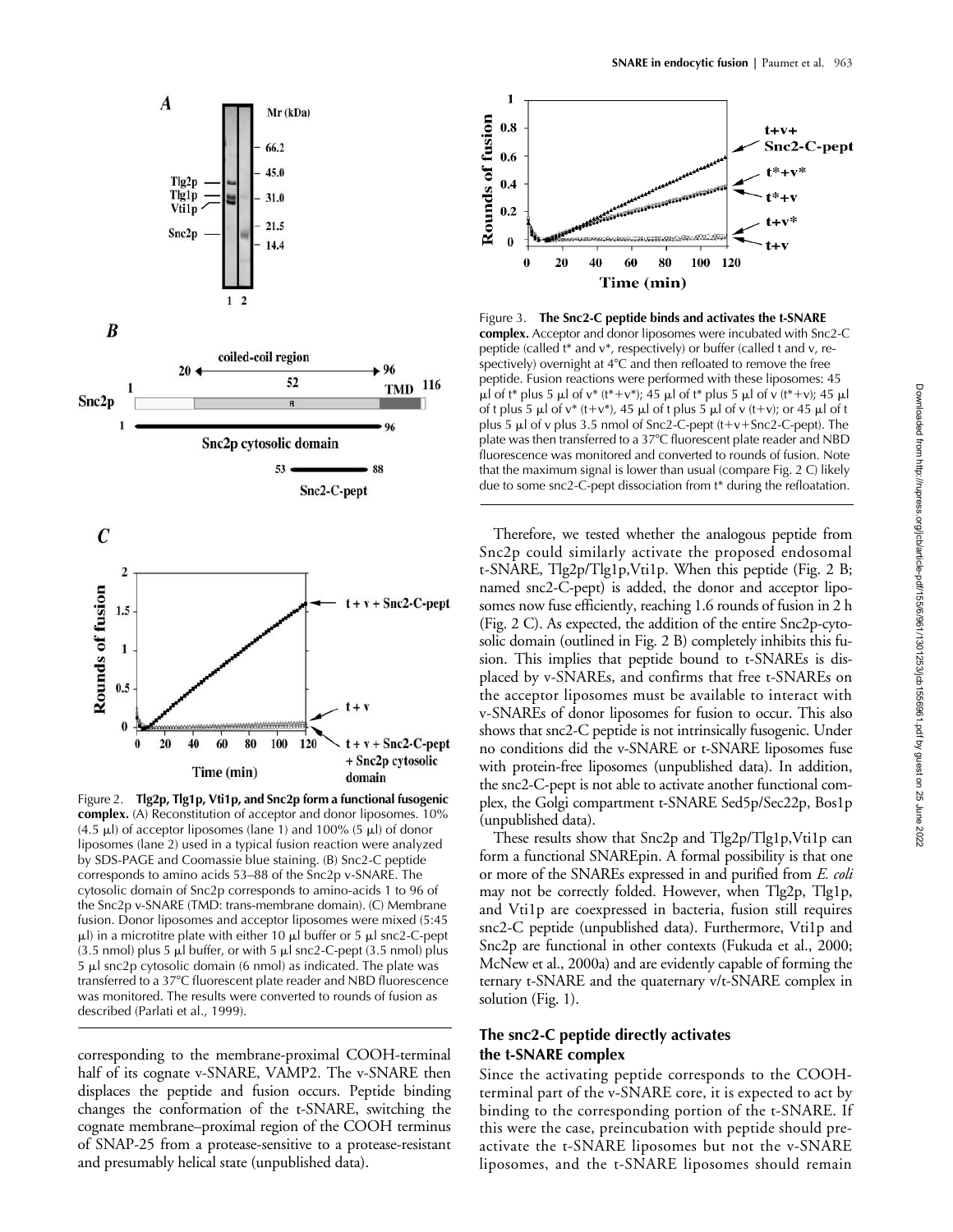Figure 2. **Tlg2p, Tlg1p, Vti1p, and Snc2p form a functional fusogenic complex.** (A) Reconstitution of acceptor and donor liposomes. 10% (4.5 µl) of acceptor liposomes (lane 1) and 100% (5 µl) of donor liposomes (lane 2) used in a typical fusion reaction were analyzed by SDS-PAGE and Coomassie blue staining. (B) Snc2-C peptide corresponds to amino acids 53–88 of the Snc2p v-SNARE. The cytosolic domain of Snc2p corresponds to amino-acids 1 to 96 of the Snc2p v-SNARE (TMD: trans-membrane domain). (C) Membrane fusion. Donor liposomes and acceptor liposomes were mixed (5:45 µl) in a microtitre plate with either 10 µl buffer or 5 µl snc2-C-pept (3.5 nmol) plus 5 µl buffer, or with 5 µl snc2-C-pept (3.5 nmol) plus 5 µl snc2p cytosolic domain (6 nmol) as indicated. The plate was transferred to a 37°C fluorescent plate reader and NBD fluorescence was monitored. The results were converted to rounds of fusion as described (Parlati et al., 1999).

corresponding to the membrane-proximal COOH-terminal half of its cognate v-SNARE, VAMP2. The v-SNARE then displaces the peptide and fusion occurs. Peptide binding changes the conformation of the t-SNARE, switching the cognate membrane–proximal region of the COOH terminus of SNAP-25 from a protease-sensitive to a protease-resistant and presumably helical state (unpublished data).

Figure 3. **The Snc2-C peptide binds and activates the t-SNARE complex.** Acceptor and donor liposomes were incubated with Snc2-C peptide (called t* and v*, respectively) or buffer (called t and v, respectively) overnight at 4°C and then refloated to remove the free peptide. Fusion reactions were performed with these liposomes: 45 µl of t* plus 5 µl of v* (t*+v*); 45 µl of t* plus 5 µl of v (t*+v); 45 µl of t plus 5 µl of v* (t+v*), 45 µl of t plus 5 µl of v (t+v); or 45 µl of t plus 5 µl of v plus 3.5 nmol of Snc2-C-pept (t+v+Snc2-C-pept). The plate was then transferred to a 37°C fluorescent plate reader and NBD fluorescence was monitored and converted to rounds of fusion. Note that the maximum signal is lower than usual (compare Fig. 2 C) likely due to some snc2-C-pept dissociation from t* during the refloatation.

Therefore, we tested whether the analogous peptide from Snc2p could similarly activate the proposed endosomal t-SNARE, Tlg2p/Tlg1p,Vti1p. When this peptide (Fig. 2 B; named snc2-C-pept) is added, the donor and acceptor liposomes now fuse efficiently, reaching 1.6 rounds of fusion in 2 h (Fig. 2 C). As expected, the addition of the entire Snc2p-cytosolic domain (outlined in Fig. 2 B) completely inhibits this fusion. This implies that peptide bound to t-SNAREs is displaced by v-SNAREs, and confirms that free t-SNAREs on the acceptor liposomes must be available to interact with v-SNAREs of donor liposomes for fusion to occur. This also shows that snc2-C peptide is not intrinsically fusogenic. Under no conditions did the v-SNARE or t-SNARE liposomes fuse with protein-free liposomes (unpublished data). In addition, the snc2-C-pept is not able to activate another functional complex, the Golgi compartment t-SNARE Sed5p/Sec22p, Bos1p (unpublished data).

These results show that Snc2p and Tlg2p/Tlg1p,Vti1p can form a functional SNAREpin. A formal possibility is that one or more of the SNAREs expressed in and purified from *E. coli* may not be correctly folded. However, when Tlg2p, Tlg1p, and Vti1p are coexpressed in bacteria, fusion still requires snc2-C peptide (unpublished data). Furthermore, Vti1p and Snc2p are functional in other contexts (Fukuda et al., 2000; McNew et al., 2000a) and are evidently capable of forming the ternary t-SNARE and the quaternary v/t-SNARE complex in solution (Fig. 1).

## The snc2-C peptide directly activates the t-SNARE complex

Since the activating peptide corresponds to the COOH-terminal part of the v-SNARE core, it is expected to act by binding to the corresponding portion of the t-SNARE. If this were the case, preincubation with peptide should preactivate the t-SNARE liposomes but not the v-SNARE liposomes, and the t-SNARE liposomes should remain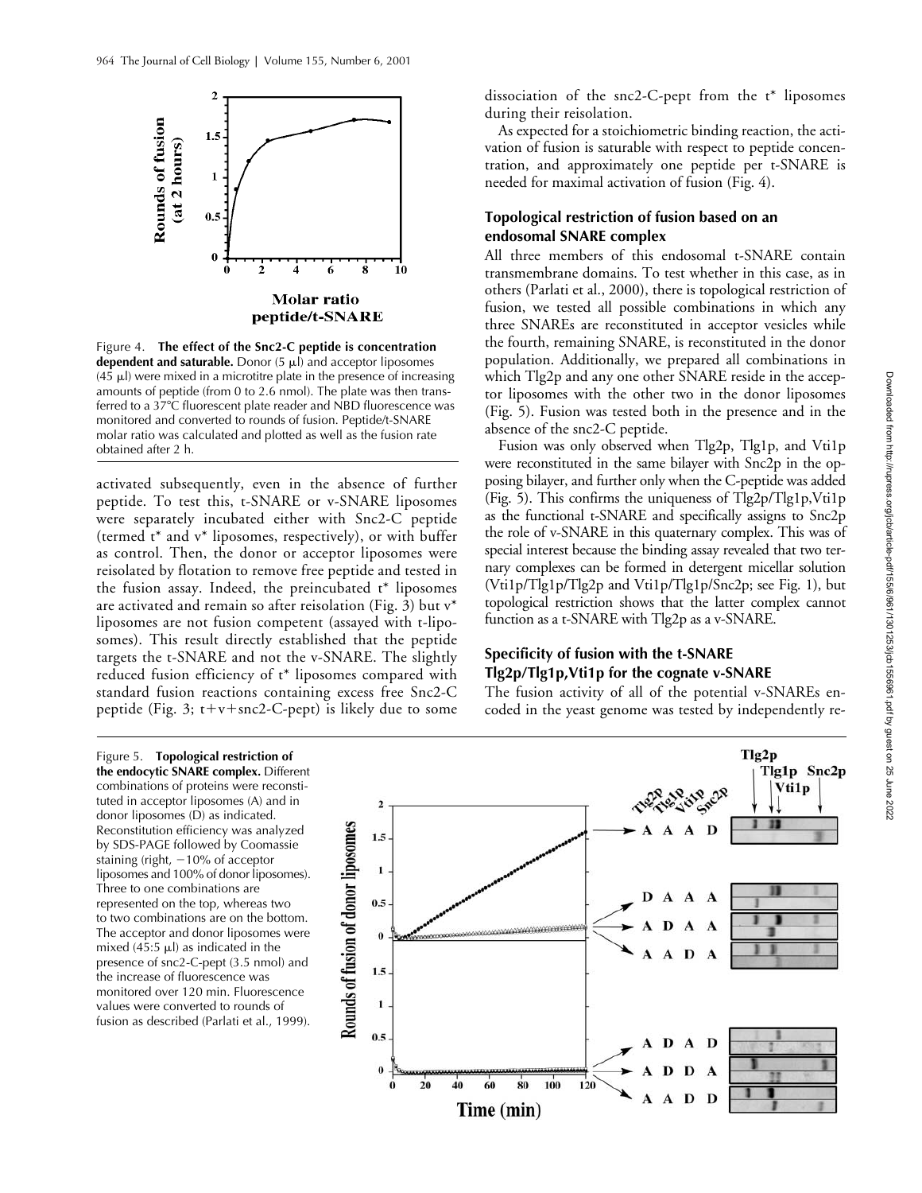Figure 4. **The effect of the Snc2-C peptide is concentration dependent and saturable.** Donor (5 μl) and acceptor liposomes (45 μl) were mixed in a microtitre plate in the presence of increasing amounts of peptide (from 0 to 2.6 nmol). The plate was then transferred to a 37°C fluorescent plate reader and NBD fluorescence was monitored and converted to rounds of fusion. Peptide/t-SNARE molar ratio was calculated and plotted as well as the fusion rate obtained after 2 h.

activated subsequently, even in the absence of further peptide. To test this, t-SNARE or v-SNARE liposomes were separately incubated either with Snc2-C peptide (termed t* and v* liposomes, respectively), or with buffer as control. Then, the donor or acceptor liposomes were reisolated by flotation to remove free peptide and tested in the fusion assay. Indeed, the preincubated t* liposomes are activated and remain so after reisolation (Fig. 3) but v* liposomes are not fusion competent (assayed with t-liposomes). This result directly established that the peptide targets the t-SNARE and not the v-SNARE. The slightly reduced fusion efficiency of t* liposomes compared with standard fusion reactions containing excess free Snc2-C peptide (Fig. 3; t+v+snc2-C-pept) is likely due to some dissociation of the snc2-C-pept from the t* liposomes during their reisolation.

As expected for a stoichiometric binding reaction, the activation of fusion is saturable with respect to peptide concentration, and approximately one peptide per t-SNARE is needed for maximal activation of fusion (Fig. 4).

### Topological restriction of fusion based on an endosomal SNARE complex

All three members of this endosomal t-SNARE contain transmembrane domains. To test whether in this case, as in others (Parlati et al., 2000), there is topological restriction of fusion, we tested all possible combinations in which any three SNAREs are reconstituted in acceptor vesicles while the fourth, remaining SNARE, is reconstituted in the donor population. Additionally, we prepared all combinations in which Tlg2p and any one other SNARE reside in the acceptor liposomes with the other two in the donor liposomes (Fig. 5). Fusion was tested both in the presence and in the absence of the snc2-C peptide.

Fusion was only observed when Tlg2p, Tlg1p, and Vti1p were reconstituted in the same bilayer with Snc2p in the opposing bilayer, and further only when the C-peptide was added (Fig. 5). This confirms the uniqueness of Tlg2p/Tlg1p,Vti1p as the functional t-SNARE and specifically assigns to Snc2p the role of v-SNARE in this quaternary complex. This was of special interest because the binding assay revealed that two ternary complexes can be formed in detergent micellar solution (Vti1p/Tlg1p/Tlg2p and Vti1p/Tlg1p/Snc2p; see Fig. 1), but topological restriction shows that the latter complex cannot function as a t-SNARE with Tlg2p as a v-SNARE.

### Specificity of fusion with the t-SNARE Tlg2p/Tlg1p,Vti1p for the cognate v-SNARE

The fusion activity of all of the potential v-SNAREs encoded in the yeast genome was tested by independently re-

Figure 5. **Topological restriction of the endocytic SNARE complex.** Different combinations of proteins were reconstituted in acceptor liposomes (A) and in donor liposomes (D) as indicated. Reconstitution efficiency was analyzed by SDS-PAGE followed by Coomassie staining (right, ~10% of acceptor liposomes and 100% of donor liposomes). Three to one combinations are represented on the top, whereas two to two combinations are on the bottom. The acceptor and donor liposomes were mixed (45:5 μl) as indicated in the presence of snc2-C-pept (3.5 nmol) and the increase of fluorescence was monitored over 120 min. Fluorescence values were converted to rounds of fusion as described (Parlati et al., 1999).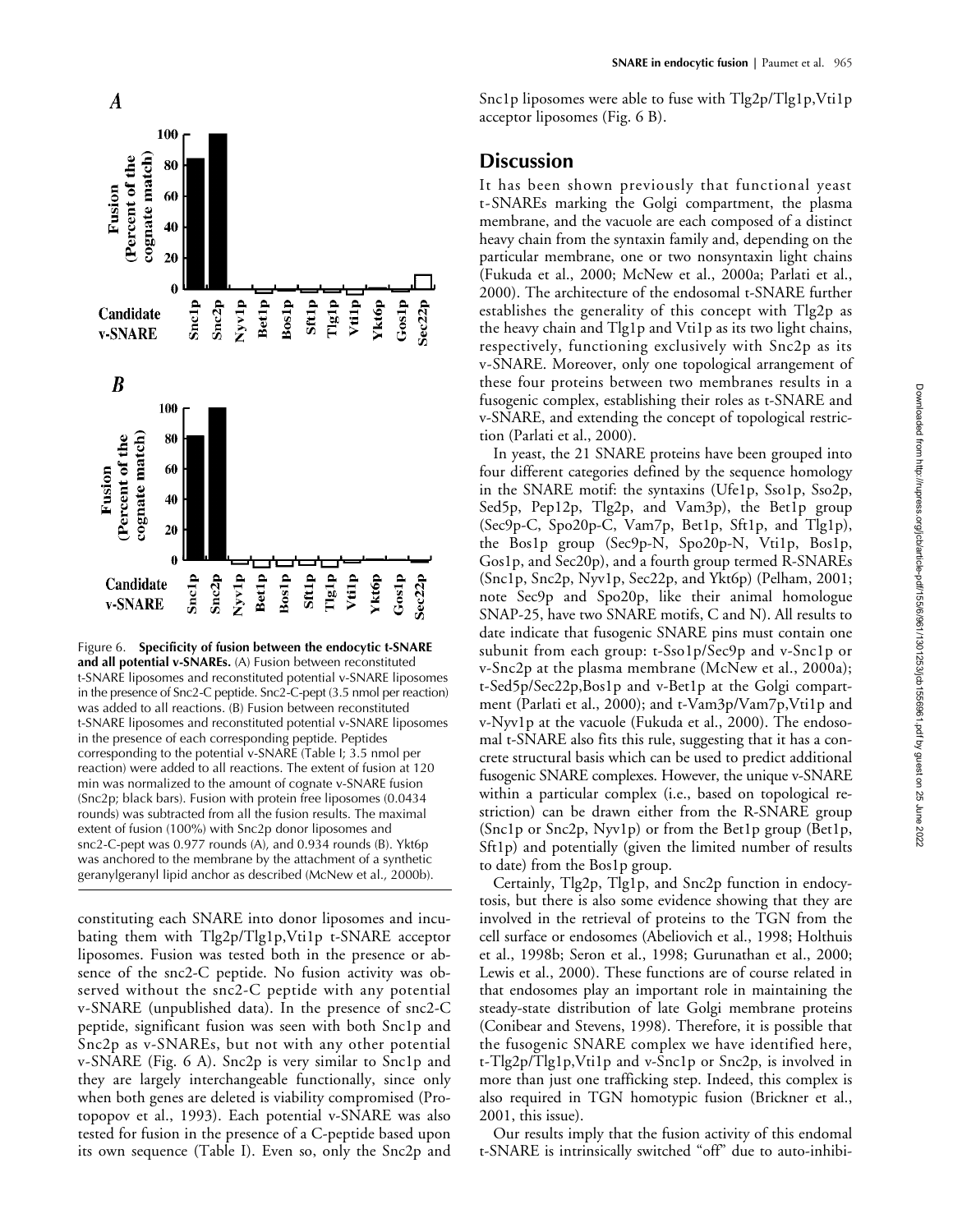Figure 6. **Specificity of fusion between the endocytic t-SNARE and all potential v-SNAREs.** (A) Fusion between reconstituted t-SNARE liposomes and reconstituted potential v-SNARE liposomes in the presence of Snc2-C peptide. Snc2-C-pept (3.5 nmol per reaction) was added to all reactions. (B) Fusion between reconstituted t-SNARE liposomes and reconstituted potential v-SNARE liposomes in the presence of each corresponding peptide. Peptides corresponding to the potential v-SNARE (Table I; 3.5 nmol per reaction) were added to all reactions. The extent of fusion at 120 min was normalized to the amount of cognate v-SNARE fusion (Snc2p; black bars). Fusion with protein free liposomes (0.0434 rounds) was subtracted from all the fusion results. The maximal extent of fusion (100%) with Snc2p donor liposomes and snc2-C-pept was 0.977 rounds (A), and 0.934 rounds (B). Ykt6p was anchored to the membrane by the attachment of a synthetic geranylgeranyl lipid anchor as described (McNew et al., 2000b).

constituting each SNARE into donor liposomes and incubating them with Tlg2p/Tlg1p,Vti1p t-SNARE acceptor liposomes. Fusion was tested both in the presence or absence of the snc2-C peptide. No fusion activity was observed without the snc2-C peptide with any potential v-SNARE (unpublished data). In the presence of snc2-C peptide, significant fusion was seen with both Snc1p and Snc2p as v-SNAREs, but not with any other potential v-SNARE (Fig. 6 A). Snc2p is very similar to Snc1p and they are largely interchangeable functionally, since only when both genes are deleted is viability compromised (Protopopov et al., 1993). Each potential v-SNARE was also tested for fusion in the presence of a C-peptide based upon its own sequence (Table I). Even so, only the Snc2p and Snc1p liposomes were able to fuse with Tlg2p/Tlg1p,Vti1p acceptor liposomes (Fig. 6 B).

## Discussion

It has been shown previously that functional yeast t-SNAREs marking the Golgi compartment, the plasma membrane, and the vacuole are each composed of a distinct heavy chain from the syntaxin family and, depending on the particular membrane, one or two nonsyntaxin light chains (Fukuda et al., 2000; McNew et al., 2000a; Parlati et al., 2000). The architecture of the endosomal t-SNARE further establishes the generality of this concept with Tlg2p as the heavy chain and Tlg1p and Vti1p as its two light chains, respectively, functioning exclusively with Snc2p as its v-SNARE. Moreover, only one topological arrangement of these four proteins between two membranes results in a fusogenic complex, establishing their roles as t-SNARE and v-SNARE, and extending the concept of topological restriction (Parlati et al., 2000).

In yeast, the 21 SNARE proteins have been grouped into four different categories defined by the sequence homology in the SNARE motif: the syntaxins (Ufe1p, Sso1p, Sso2p, Sed5p, Pep12p, Tlg2p, and Vam3p), the Bet1p group (Sec9p-C, Spo20p-C, Vam7p, Bet1p, Sft1p, and Tlg1p), the Bos1p group (Sec9p-N, Spo20p-N, Vti1p, Bos1p, Gos1p, and Sec20p), and a fourth group termed R-SNAREs (Snc1p, Snc2p, Nyv1p, Sec22p, and Ykt6p) (Pelham, 2001; note Sec9p and Spo20p, like their animal homologue SNAP-25, have two SNARE motifs, C and N). All results to date indicate that fusogenic SNARE pins must contain one subunit from each group: t-Sso1p/Sec9p and v-Snc1p or v-Snc2p at the plasma membrane (McNew et al., 2000a); t-Sed5p/Sec22p,Bos1p and v-Bet1p at the Golgi compartment (Parlati et al., 2000); and t-Vam3p/Vam7p,Vti1p and v-Nyv1p at the vacuole (Fukuda et al., 2000). The endosomal t-SNARE also fits this rule, suggesting that it has a concrete structural basis which can be used to predict additional fusogenic SNARE complexes. However, the unique v-SNARE within a particular complex (i.e., based on topological restriction) can be drawn either from the R-SNARE group (Snc1p or Snc2p, Nyv1p) or from the Bet1p group (Bet1p, Sft1p) and potentially (given the limited number of results to date) from the Bos1p group.

Certainly, Tlg2p, Tlg1p, and Snc2p function in endocytosis, but there is also some evidence showing that they are involved in the retrieval of proteins to the TGN from the cell surface or endosomes (Abeliovich et al., 1998; Holthuis et al., 1998b; Seron et al., 1998; Gurunathan et al., 2000; Lewis et al., 2000). These functions are of course related in that endosomes play an important role in maintaining the steady-state distribution of late Golgi membrane proteins (Conibear and Stevens, 1998). Therefore, it is possible that the fusogenic SNARE complex we have identified here, t-Tlg2p/Tlg1p,Vti1p and v-Snc1p or Snc2p, is involved in more than just one trafficking step. Indeed, this complex is also required in TGN homotypic fusion (Brickner et al., 2001, this issue).

Our results imply that the fusion activity of this endomal t-SNARE is intrinsically switched "off" due to auto-inhibi-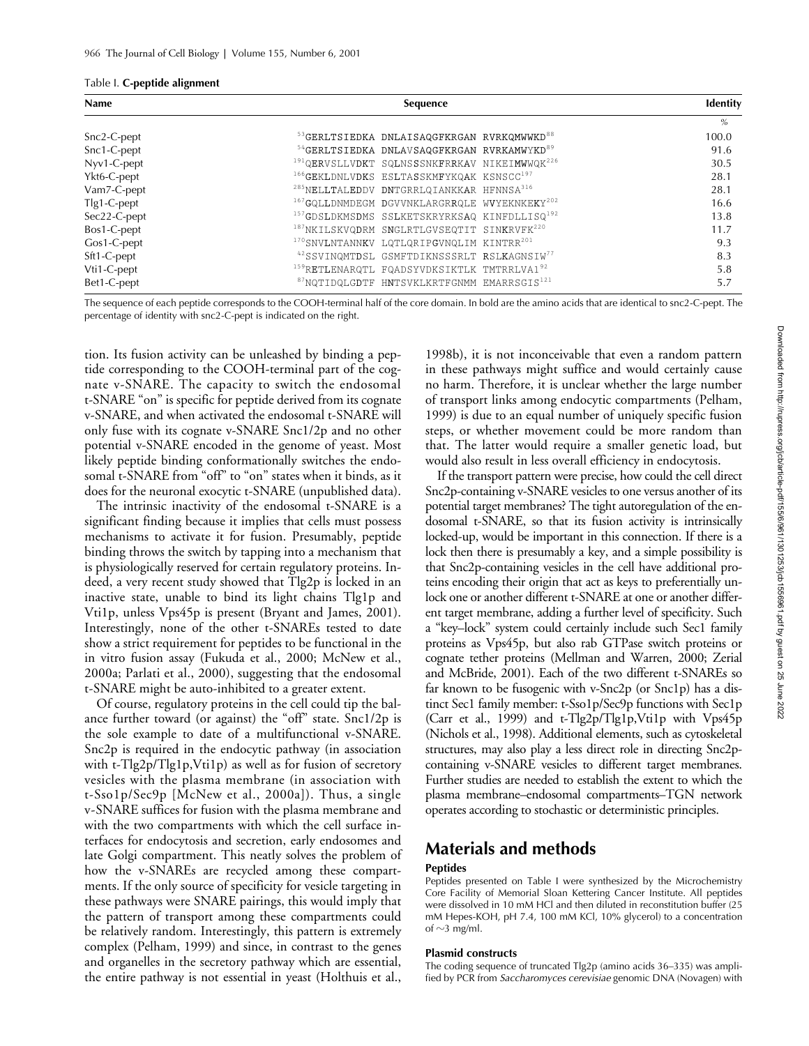Table I. **C-peptide alignment**

| Name | Sequence | Identity |
|---|---|---|
| | | % |
| Snc2-C-pept | $^{53}$GERLTSIEDKA DNLAISAQGFKRGAN RVRKQMWWKD$^{88}$ | 100.0 |
| Snc1-C-pept | $^{54}$GERLTSIEDKA DNLAVSAQGFKRGAN RVRKAMWYKD$^{89}$ | 91.6 |
| Nyv1-C-pept | $^{191}$QERVSLLVDKT SQLNSSSNKFRRKAV NIKEIMWWQK$^{226}$ | 30.5 |
| Ykt6-C-pept | $^{166}$GEKLDNLVDKS ESLTASSKMFYKQAK KSNSCC$^{197}$ | 28.1 |
| Vam7-C-pept | $^{285}$NELLTALEDDV DNTGRRLQIANKKAR HFNNSA$^{316}$ | 28.1 |
| Tlg1-C-pept | $^{167}$GQLLDNMDEGM DGVVNKLARGRRQLE WVYEKNKEKY$^{202}$ | 16.6 |
| Sec22-C-pept | $^{157}$GDSLDKMSDMS SSLKETSKRYRKSAQ KINFDLLISQ$^{192}$ | 13.8 |
| Bos1-C-pept | $^{187}$NKILSKVQDRM SNGLRTLGVSEQTIT SINKRVFK$^{220}$ | 11.7 |
| Gos1-C-pept | $^{170}$SNVLNTANNKV LQTLQRIPGVNQLIM KINTRR$^{201}$ | 9.3 |
| Sft1-C-pept | $^{42}$SSVINQMTDSL GSMFTDIKNSSSRLT RSLKAGNSIW$^{77}$ | 8.3 |
| Vti1-C-pept | $^{159}$RETLENARQTL FQADSYVDKSIKTLK TMTRRLVA1$^{92}$ | 5.8 |
| Bet1-C-pept | $^{87}$NQTIDQLGDTF HNTSVKLKRTFGNMM EMARRSGIS$^{121}$ | 5.7 |

The sequence of each peptide corresponds to the COOH-terminal half of the core domain. In bold are the amino acids that are identical to snc2-C-pept. The percentage of identity with snc2-C-pept is indicated on the right.

tion. Its fusion activity can be unleashed by binding a peptide corresponding to the COOH-terminal part of the cognate v-SNARE. The capacity to switch the endosomal t-SNARE "on" is specific for peptide derived from its cognate v-SNARE, and when activated the endosomal t-SNARE will only fuse with its cognate v-SNARE Snc1/2p and no other potential v-SNARE encoded in the genome of yeast. Most likely peptide binding conformationally switches the endosomal t-SNARE from "off" to "on" states when it binds, as it does for the neuronal exocytic t-SNARE (unpublished data).

The intrinsic inactivity of the endosomal t-SNARE is a significant finding because it implies that cells must possess mechanisms to activate it for fusion. Presumably, peptide binding throws the switch by tapping into a mechanism that is physiologically reserved for certain regulatory proteins. Indeed, a very recent study showed that Tlg2p is locked in an inactive state, unable to bind its light chains Tlg1p and Vti1p, unless Vps45p is present (Bryant and James, 2001). Interestingly, none of the other t-SNAREs tested to date show a strict requirement for peptides to be functional in the in vitro fusion assay (Fukuda et al., 2000; McNew et al., 2000a; Parlati et al., 2000), suggesting that the endosomal t-SNARE might be auto-inhibited to a greater extent.

Of course, regulatory proteins in the cell could tip the balance further toward (or against) the "off" state. Snc1/2p is the sole example to date of a multifunctional v-SNARE. Snc2p is required in the endocytic pathway (in association with t-Tlg2p/Tlg1p,Vti1p) as well as for fusion of secretory vesicles with the plasma membrane (in association with t-Sso1p/Sec9p [McNew et al., 2000a]). Thus, a single v-SNARE suffices for fusion with the plasma membrane and with the two compartments with which the cell surface interfaces for endocytosis and secretion, early endosomes and late Golgi compartment. This neatly solves the problem of how the v-SNAREs are recycled among these compartments. If the only source of specificity for vesicle targeting in these pathways were SNARE pairings, this would imply that the pattern of transport among these compartments could be relatively random. Interestingly, this pattern is extremely complex (Pelham, 1999) and since, in contrast to the genes and organelles in the secretory pathway which are essential, the entire pathway is not essential in yeast (Holthuis et al., 1998b), it is not inconceivable that even a random pattern in these pathways might suffice and would certainly cause no harm. Therefore, it is unclear whether the large number of transport links among endocytic compartments (Pelham, 1999) is due to an equal number of uniquely specific fusion steps, or whether movement could be more random than that. The latter would require a smaller genetic load, but would also result in less overall efficiency in endocytosis.

If the transport pattern were precise, how could the cell direct Snc2p-containing v-SNARE vesicles to one versus another of its potential target membranes? The tight autoregulation of the endosomal t-SNARE, so that its fusion activity is intrinsically locked-up, would be important in this connection. If there is a lock then there is presumably a key, and a simple possibility is that Snc2p-containing vesicles in the cell have additional proteins encoding their origin that act as keys to preferentially unlock one or another different t-SNARE at one or another different target membrane, adding a further level of specificity. Such a "key–lock" system could certainly include such Sec1 family proteins as Vps45p, but also rab GTPase switch proteins or cognate tether proteins (Mellman and Warren, 2000; Zerial and McBride, 2001). Each of the two different t-SNAREs so far known to be fusogenic with v-Snc2p (or Snc1p) has a distinct Sec1 family member: t-Sso1p/Sec9p functions with Sec1p (Carr et al., 1999) and t-Tlg2p/Tlg1p,Vti1p with Vps45p (Nichols et al., 1998). Additional elements, such as cytoskeletal structures, may also play a less direct role in directing Snc2p-containing v-SNARE vesicles to different target membranes. Further studies are needed to establish the extent to which the plasma membrane–endosomal compartments–TGN network operates according to stochastic or deterministic principles.

# Materials and methods

### Peptides

Peptides presented on Table I were synthesized by the Microchemistry Core Facility of Memorial Sloan Kettering Cancer Institute. All peptides were dissolved in 10 mM HCl and then diluted in reconstitution buffer (25 mM Hepes-KOH, pH 7.4, 100 mM KCl, 10% glycerol) to a concentration of ~3 mg/ml.

### Plasmid constructs

The coding sequence of truncated Tlg2p (amino acids 36–335) was amplified by PCR from *Saccharomyces cerevisiae* genomic DNA (Novagen) with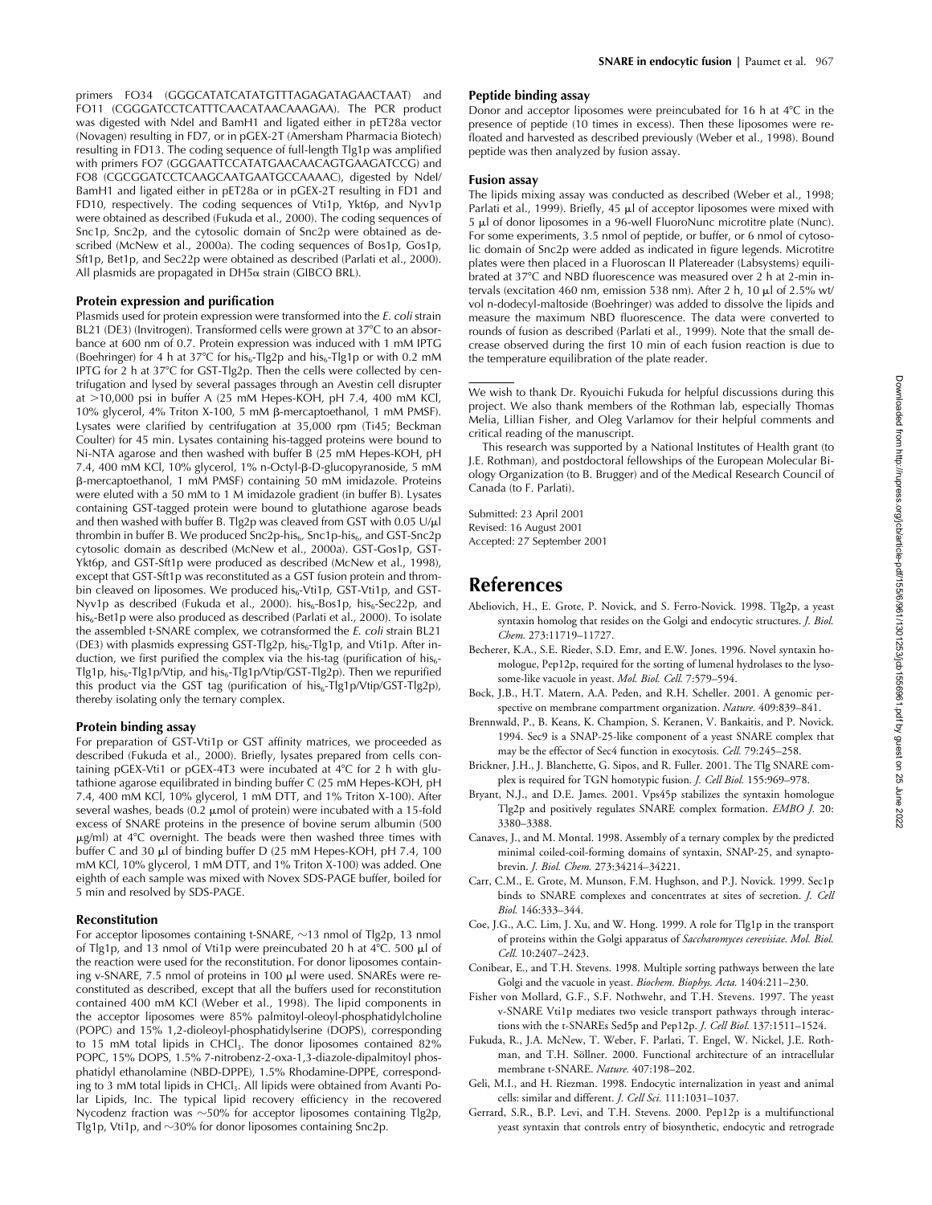primers FO34 (GGGCATATCATATGTTTAGAGATAGAACTAAT) and FO11 (CGGGATCCTCATTTCAACATAACAAAGAA). The PCR product was digested with NdeI and BamH1 and ligated either in pET28a vector (Novagen) resulting in FD7, or in pGEX-2T (Amersham Pharmacia Biotech) resulting in FD13. The coding sequence of full-length Tlg1p was amplified with primers FO7 (GGGAATTCCATATGAACAACAGTGAAGATCCG) and FO8 (CGCGGATCCTCAAGCAATGAATGCCAAAAC), digested by NdeI/BamH1 and ligated either in pET28a or in pGEX-2T resulting in FD1 and FD10, respectively. The coding sequences of Vti1p, Ykt6p, and Nyv1p were obtained as described (Fukuda et al., 2000). The coding sequences of Snc1p, Snc2p, and the cytosolic domain of Snc2p were obtained as described (McNew et al., 2000a). The coding sequences of Bos1p, Gos1p, Sft1p, Bet1p, and Sec22p were obtained as described (Parlati et al., 2000). All plasmids are propagated in DH5α strain (GIBCO BRL).

### Protein expression and purification

Plasmids used for protein expression were transformed into the *E. coli* strain BL21 (DE3) (Invitrogen). Transformed cells were grown at 37°C to an absorbance at 600 nm of 0.7. Protein expression was induced with 1 mM IPTG (Boehringer) for 4 h at 37°C for his$_6$-Tlg2p and his$_6$-Tlg1p or with 0.2 mM IPTG for 2 h at 37°C for GST-Tlg2p. Then the cells were collected by centrifugation and lysed by several passages through an Avestin cell disrupter at >10,000 psi in buffer A (25 mM Hepes-KOH, pH 7.4, 400 mM KCl, 10% glycerol, 4% Triton X-100, 5 mM β-mercaptoethanol, 1 mM PMSF). Lysates were clarified by centrifugation at 35,000 rpm (Ti45; Beckman Coulter) for 45 min. Lysates containing his-tagged proteins were bound to Ni-NTA agarose and then washed with buffer B (25 mM Hepes-KOH, pH 7.4, 400 mM KCl, 10% glycerol, 1% n-Octyl-β-D-glucopyranoside, 5 mM β-mercaptoethanol, 1 mM PMSF) containing 50 mM imidazole. Proteins were eluted with a 50 mM to 1 M imidazole gradient (in buffer B). Lysates containing GST-tagged protein were bound to glutathione agarose beads and then washed with buffer B. Tlg2p was cleaved from GST with 0.05 U/μl thrombin in buffer B. We produced Snc2p-his$_6$, Snc1p-his$_6$, and GST-Snc2p cytosolic domain as described (McNew et al., 2000a). GST-Gos1p, GST-Ykt6p, and GST-Sft1p were produced as described (McNew et al., 1998), except that GST-Sft1p was reconstituted as a GST fusion protein and thrombin cleaved on liposomes. We produced his$_6$-Vti1p, GST-Vti1p, and GST-Nyv1p as described (Fukuda et al., 2000). his$_6$-Bos1p, his$_6$-Sec22p, and his$_6$-Bet1p were also produced as described (Parlati et al., 2000). To isolate the assembled t-SNARE complex, we cotransformed the *E. coli* strain BL21 (DE3) with plasmids expressing GST-Tlg2p, his$_6$-Tlg1p, and Vti1p. After induction, we first purified the complex via the his-tag (purification of his$_6$-Tlg1p, his$_6$-Tlg1p/Vtip, and his$_6$-Tlg1p/Vtip/GST-Tlg2p). Then we repurified this product via the GST tag (purification of his$_6$-Tlg1p/Vtip/GST-Tlg2p), thereby isolating only the ternary complex.

### Protein binding assay

For preparation of GST-Vti1p or GST affinity matrices, we proceeded as described (Fukuda et al., 2000). Briefly, lysates prepared from cells containing pGEX-Vti1 or pGEX-4T3 were incubated at 4°C for 2 h with glutathione agarose equilibrated in binding buffer C (25 mM Hepes-KOH, pH 7.4, 400 mM KCl, 10% glycerol, 1 mM DTT, and 1% Triton X-100). After several washes, beads (0.2 μmol of protein) were incubated with a 15-fold excess of SNARE proteins in the presence of bovine serum albumin (500 μg/ml) at 4°C overnight. The beads were then washed three times with buffer C and 30 μl of binding buffer D (25 mM Hepes-KOH, pH 7.4, 100 mM KCl, 10% glycerol, 1 mM DTT, and 1% Triton X-100) was added. One eighth of each sample was mixed with Novex SDS-PAGE buffer, boiled for 5 min and resolved by SDS-PAGE.

### Reconstitution

For acceptor liposomes containing t-SNARE, ~13 nmol of Tlg2p, 13 nmol of Tlg1p, and 13 nmol of Vti1p were preincubated 20 h at 4°C. 500 μl of the reaction were used for the reconstitution. For donor liposomes containing v-SNARE, 7.5 nmol of proteins in 100 μl were used. SNAREs were reconstituted as described, except that all the buffers used for reconstitution contained 400 mM KCl (Weber et al., 1998). The lipid components in the acceptor liposomes were 85% palmitoyl-oleoyl-phosphatidylcholine (POPC) and 15% 1,2-dioleoyl-phosphatidylserine (DOPS), corresponding to 15 mM total lipids in $CHCl_3$. The donor liposomes contained 82% POPC, 15% DOPS, 1.5% 7-nitrobenz-2-oxa-1,3-diazole-dipalmitoyl phosphatidyl ethanolamine (NBD-DPPE), 1.5% Rhodamine-DPPE, corresponding to 3 mM total lipids in $CHCl_3$. All lipids were obtained from Avanti Polar Lipids, Inc. The typical lipid recovery efficiency in the recovered Nycodenz fraction was ~50% for acceptor liposomes containing Tlg2p, Tlg1p, Vti1p, and ~30% for donor liposomes containing Snc2p.

### Peptide binding assay

Donor and acceptor liposomes were preincubated for 16 h at 4°C in the presence of peptide (10 times in excess). Then these liposomes were refloated and harvested as described previously (Weber et al., 1998). Bound peptide was then analyzed by fusion assay.

### Fusion assay

The lipids mixing assay was conducted as described (Weber et al., 1998; Parlati et al., 1999). Briefly, 45 μl of acceptor liposomes were mixed with 5 μl of donor liposomes in a 96-well FluoroNunc microtitre plate (Nunc). For some experiments, 3.5 nmol of peptide, or buffer, or 6 nmol of cytosolic domain of Snc2p were added as indicated in figure legends. Microtitre plates were then placed in a Fluoroscan II Platereader (Labsystems) equilibrated at 37°C and NBD fluorescence was measured over 2 h at 2-min intervals (excitation 460 nm, emission 538 nm). After 2 h, 10 μl of 2.5% wt/vol n-dodecyl-maltoside (Boehringer) was added to dissolve the lipids and measure the maximum NBD fluorescence. The data were converted to rounds of fusion as described (Parlati et al., 1999). Note that the small decrease observed during the first 10 min of each fusion reaction is due to the temperature equilibration of the plate reader.

---

We wish to thank Dr. Ryouichi Fukuda for helpful discussions during this project. We also thank members of the Rothman lab, especially Thomas Melia, Lillian Fisher, and Oleg Varlamov for their helpful comments and critical reading of the manuscript.

This research was supported by a National Institutes of Health grant (to J.E. Rothman), and postdoctoral fellowships of the European Molecular Biology Organization (to B. Brugger) and of the Medical Research Council of Canada (to F. Parlati).

Submitted: 23 April 2001
Revised: 16 August 2001
Accepted: 27 September 2001

## References

Abeliovich, H., E. Grote, P. Novick, and S. Ferro-Novick. 1998. Tlg2p, a yeast syntaxin homolog that resides on the Golgi and endocytic structures. *J. Biol. Chem.* 273:11719–11727.

Becherer, K.A., S.E. Rieder, S.D. Emr, and E.W. Jones. 1996. Novel syntaxin homologue, Pep12p, required for the sorting of lumenal hydrolases to the lysosome-like vacuole in yeast. *Mol. Biol. Cell.* 7:579–594.

Bock, J.B., H.T. Matern, A.A. Peden, and R.H. Scheller. 2001. A genomic perspective on membrane compartment organization. *Nature.* 409:839–841.

Brennwald, P., B. Keans, K. Champion, S. Keranen, V. Bankaitis, and P. Novick. 1994. Sec9 is a SNAP-25-like component of a yeast SNARE complex that may be the effector of Sec4 function in exocytosis. *Cell.* 79:245–258.

Brickner, J.H., J. Blanchette, G. Sipos, and R. Fuller. 2001. The Tlg SNARE complex is required for TGN homotypic fusion. *J. Cell Biol.* 155:969–978.

Bryant, N.J., and D.E. James. 2001. Vps45p stabilizes the syntaxin homologue Tlg2p and positively regulates SNARE complex formation. *EMBO J.* 20: 3380–3388.

Canaves, J., and M. Montal. 1998. Assembly of a ternary complex by the predicted minimal coiled-coil-forming domains of syntaxin, SNAP-25, and synaptobrevin. *J. Biol. Chem.* 273:34214–34221.

Carr, C.M., E. Grote, M. Munson, F.M. Hughson, and P.J. Novick. 1999. Sec1p binds to SNARE complexes and concentrates at sites of secretion. *J. Cell Biol.* 146:333–344.

Coe, J.G., A.C. Lim, J. Xu, and W. Hong. 1999. A role for Tlg1p in the transport of proteins within the Golgi apparatus of *Saccharomyces cerevisiae*. *Mol. Biol. Cell.* 10:2407–2423.

Conibear, E., and T.H. Stevens. 1998. Multiple sorting pathways between the late Golgi and the vacuole in yeast. *Biochem. Biophys. Acta.* 1404:211–230.

Fisher von Mollard, G.F., S.F. Nothwehr, and T.H. Stevens. 1997. The yeast v-SNARE Vti1p mediates two vesicle transport pathways through interactions with the t-SNAREs Sed5p and Pep12p. *J. Cell Biol.* 137:1511–1524.

Fukuda, R., J.A. McNew, T. Weber, F. Parlati, T. Engel, W. Nickel, J.E. Rothman, and T.H. Söllner. 2000. Functional architecture of an intracellular membrane t-SNARE. *Nature.* 407:198–202.

Geli, M.I., and H. Riezman. 1998. Endocytic internalization in yeast and animal cells: similar and different. *J. Cell Sci.* 111:1031–1037.

Gerrard, S.R., B.P. Levi, and T.H. Stevens. 2000. Pep12p is a multifunctional yeast syntaxin that controls entry of biosynthetic, endocytic and retrograde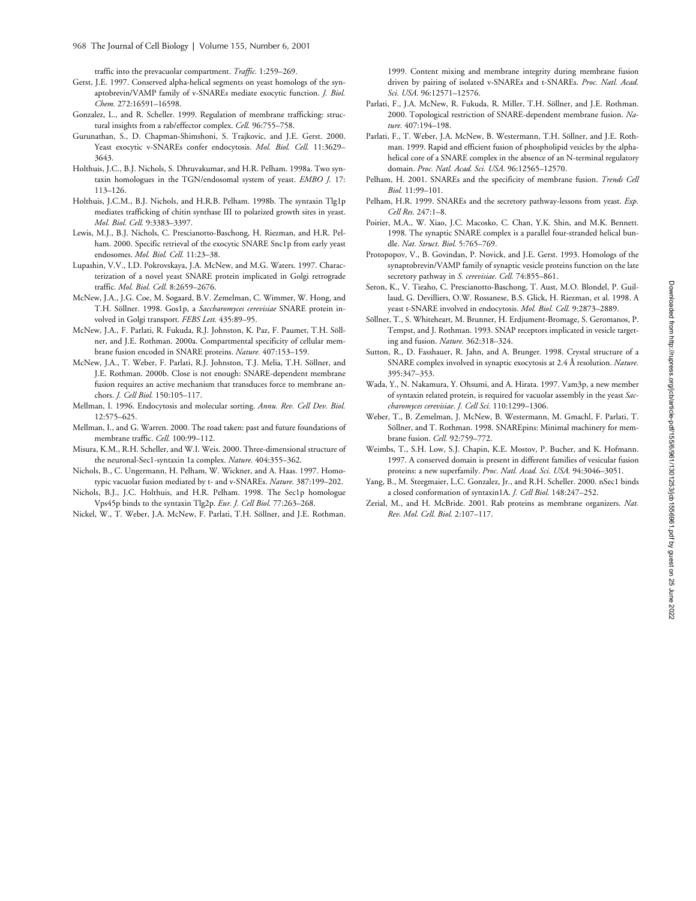traffic into the prevacuolar compartment. *Traffic.* 1:259–269.

Gerst, J.E. 1997. Conserved alpha-helical segments on yeast homologs of the synaptobrevin/VAMP family of v-SNAREs mediate exocytic function. *J. Biol. Chem.* 272:16591–16598.

Gonzalez, L., and R. Scheller. 1999. Regulation of membrane trafficking: structural insights from a rab/effector complex. *Cell.* 96:755–758.

Gurunathan, S., D. Chapman-Shimshoni, S. Trajkovic, and J.E. Gerst. 2000. Yeast exocytic v-SNAREs confer endocytosis. *Mol. Biol. Cell.* 11:3629–3643.

Holthuis, J.C., B.J. Nichols, S. Dhruvakumar, and H.R. Pelham. 1998a. Two syntaxin homologues in the TGN/endosomal system of yeast. *EMBO J.* 17:113–126.

Holthuis, J.C.M., B.J. Nichols, and H.R.B. Pelham. 1998b. The syntaxin Tlg1p mediates trafficking of chitin synthase III to polarized growth sites in yeast. *Mol. Biol. Cell.* 9:3383–3397.

Lewis, M.J., B.J. Nichols, C. Prescianotto-Baschong, H. Riezman, and H.R. Pelham. 2000. Specific retrieval of the exocytic SNARE Snc1p from early yeast endosomes. *Mol. Biol. Cell.* 11:23–38.

Lupashin, V.V., I.D. Pokrovskaya, J.A. McNew, and M.G. Waters. 1997. Characterization of a novel yeast SNARE protein implicated in Golgi retrograde traffic. *Mol. Biol. Cell.* 8:2659–2676.

McNew, J.A., J.G. Coe, M. Sogaard, B.V. Zemelman, C. Wimmer, W. Hong, and T.H. Söllner. 1998. Gos1p, a *Saccharomyces cerevisiae* SNARE protein involved in Golgi transport. *FEBS Lett.* 435:89–95.

McNew, J.A., F. Parlati, R. Fukuda, R.J. Johnston, K. Paz, F. Paumet, T.H. Söllner, and J.E. Rothman. 2000a. Compartmental specificity of cellular membrane fusion encoded in SNARE proteins. *Nature.* 407:153–159.

McNew, J.A., T. Weber, F. Parlati, R.J. Johnston, T.J. Melia, T.H. Söllner, and J.E. Rothman. 2000b. Close is not enough: SNARE-dependent membrane fusion requires an active mechanism that transduces force to membrane anchors. *J. Cell Biol.* 150:105–117.

Mellman, I. 1996. Endocytosis and molecular sorting. *Annu. Rev. Cell Dev. Biol.* 12:575–625.

Mellman, I., and G. Warren. 2000. The road taken: past and future foundations of membrane traffic. *Cell.* 100:99–112.

Misura, K.M., R.H. Scheller, and W.I. Weis. 2000. Three-dimensional structure of the neuronal-Sec1-syntaxin 1a complex. *Nature.* 404:355–362.

Nichols, B., C. Ungermann, H. Pelham, W. Wickner, and A. Haas. 1997. Homotypic vacuolar fusion mediated by t- and v-SNAREs. *Nature.* 387:199–202.

Nichols, B.J., J.C. Holthuis, and H.R. Pelham. 1998. The Sec1p homologue Vps45p binds to the syntaxin Tlg2p. *Eur. J. Cell Biol.* 77:263–268.

Nickel, W., T. Weber, J.A. McNew, F. Parlati, T.H. Söllner, and J.E. Rothman. 1999. Content mixing and membrane integrity during membrane fusion driven by pairing of isolated v-SNAREs and t-SNAREs. *Proc. Natl. Acad. Sci. USA.* 96:12571–12576.

Parlati, F., J.A. McNew, R. Fukuda, R. Miller, T.H. Söllner, and J.E. Rothman. 2000. Topological restriction of SNARE-dependent membrane fusion. *Nature.* 407:194–198.

Parlati, F., T. Weber, J.A. McNew, B. Westermann, T.H. Söllner, and J.E. Rothman. 1999. Rapid and efficient fusion of phospholipid vesicles by the alpha-helical core of a SNARE complex in the absence of an N-terminal regulatory domain. *Proc. Natl. Acad. Sci. USA.* 96:12565–12570.

Pelham, H. 2001. SNAREs and the specificity of membrane fusion. *Trends Cell Biol.* 11:99–101.

Pelham, H.R. 1999. SNAREs and the secretory pathway-lessons from yeast. *Exp. Cell Res.* 247:1–8.

Poirier, M.A., W. Xiao, J.C. Macosko, C. Chan, Y.K. Shin, and M.K. Bennett. 1998. The synaptic SNARE complex is a parallel four-stranded helical bundle. *Nat. Struct. Biol.* 5:765–769.

Protopopov, V., B. Govindan, P. Novick, and J.E. Gerst. 1993. Homologs of the synaptobrevin/VAMP family of synaptic vesicle proteins function on the late secretory pathway in *S. cerevisiae*. *Cell.* 74:855–861.

Seron, K., V. Tieaho, C. Prescianotto-Baschong, T. Aust, M.O. Blondel, P. Guillaud, G. Devilliers, O.W. Rossanese, B.S. Glick, H. Riezman, et al. 1998. A yeast t-SNARE involved in endocytosis. *Mol. Biol. Cell.* 9:2873–2889.

Söllner, T., S. Whiteheart, M. Brunner, H. Erdjument-Bromage, S. Geromanos, P. Tempst, and J. Rothman. 1993. SNAP receptors implicated in vesicle targeting and fusion. *Nature.* 362:318–324.

Sutton, R., D. Fasshauer, R. Jahn, and A. Brunger. 1998. Crystal structure of a SNARE complex involved in synaptic exocytosis at 2.4 Å resolution. *Nature.* 395:347–353.

Wada, Y., N. Nakamura, Y. Ohsumi, and A. Hirata. 1997. Vam3p, a new member of syntaxin related protein, is required for vacuolar assembly in the yeast *Saccharomyces cerevisiae*. *J. Cell Sci.* 110:1299–1306.

Weber, T., B. Zemelman, J. McNew, B. Westermann, M. Gmachl, F. Parlati, T. Söllner, and T. Rothman. 1998. SNAREpins: Minimal machinery for membrane fusion. *Cell.* 92:759–772.

Weimbs, T., S.H. Low, S.J. Chapin, K.E. Mostov, P. Bucher, and K. Hofmann. 1997. A conserved domain is present in different families of vesicular fusion proteins: a new superfamily. *Proc. Natl. Acad. Sci. USA.* 94:3046–3051.

Yang, B., M. Steegmaier, L.C. Gonzalez, Jr., and R.H. Scheller. 2000. nSec1 binds a closed conformation of syntaxin1A. *J. Cell Biol.* 148:247–252.

Zerial, M., and H. McBride. 2001. Rab proteins as membrane organizers. *Nat. Rev. Mol. Cell. Biol.* 2:107–117.